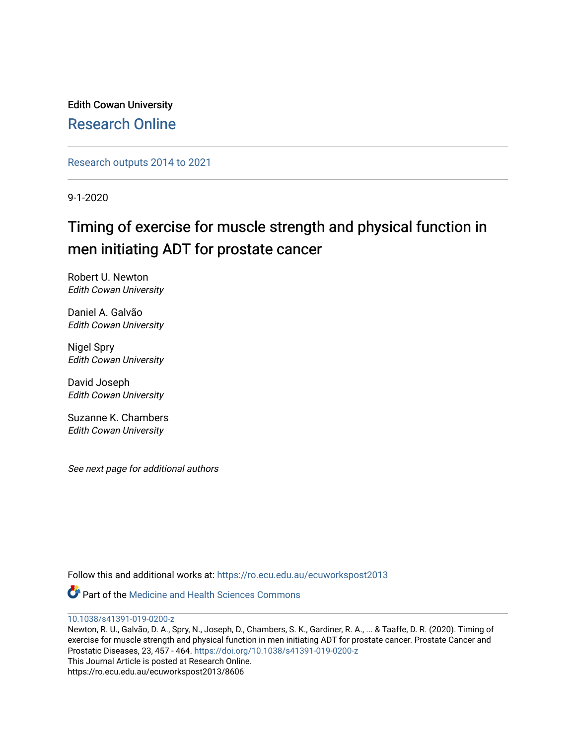Edith Cowan University

Research Online

Research outputs 2014 to 2021

9-1-2020

# Timing of exercise for muscle strength and physical function in men initiating ADT for prostate cancer

Robert U. Newton
*Edith Cowan University*

Daniel A. Galvão
*Edith Cowan University*

Nigel Spry
*Edith Cowan University*

David Joseph
*Edith Cowan University*

Suzanne K. Chambers
*Edith Cowan University*

*See next page for additional authors*

Follow this and additional works at: https://ro.ecu.edu.au/ecuworkspost2013

Part of the Medicine and Health Sciences Commons

10.1038/s41391-019-0200-z

Newton, R. U., Galvão, D. A., Spry, N., Joseph, D., Chambers, S. K., Gardiner, R. A., ... & Taaffe, D. R. (2020). Timing of exercise for muscle strength and physical function in men initiating ADT for prostate cancer. Prostate Cancer and Prostatic Diseases, 23, 457 - 464. https://doi.org/10.1038/s41391-019-0200-z

This Journal Article is posted at Research Online.

https://ro.ecu.edu.au/ecuworkspost2013/8606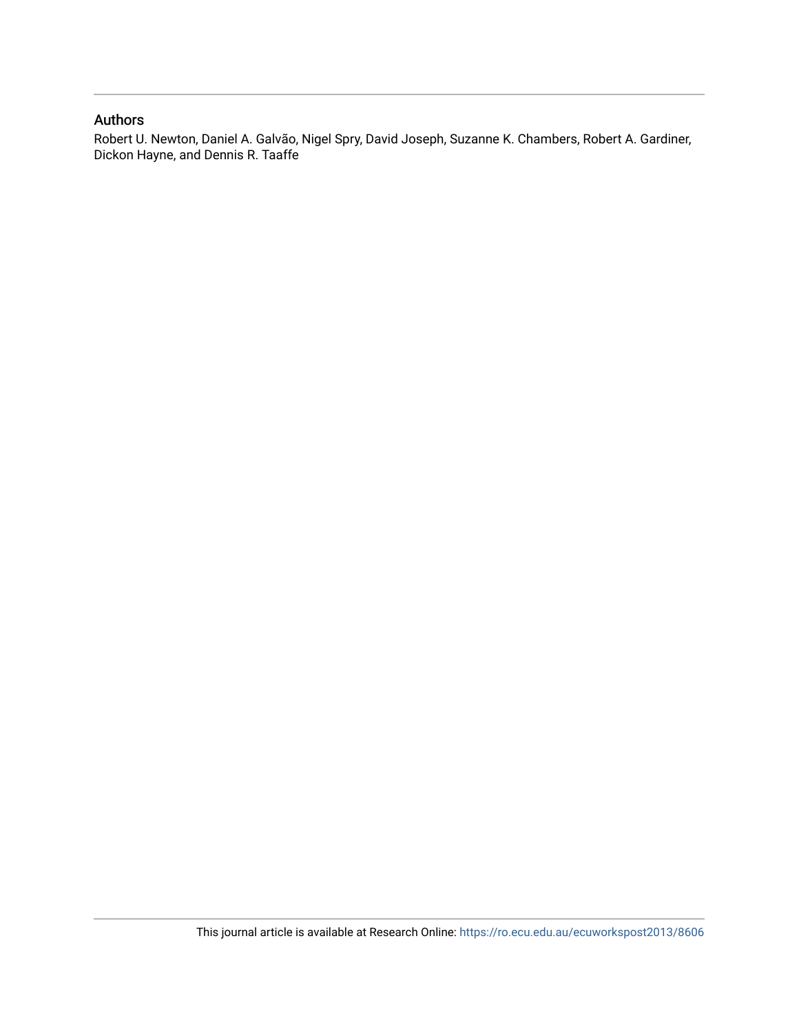## Authors

Robert U. Newton, Daniel A. Galvão, Nigel Spry, David Joseph, Suzanne K. Chambers, Robert A. Gardiner, Dickon Hayne, and Dennis R. Taaffe

This journal article is available at Research Online: https://ro.ecu.edu.au/ecuworkspost2013/8606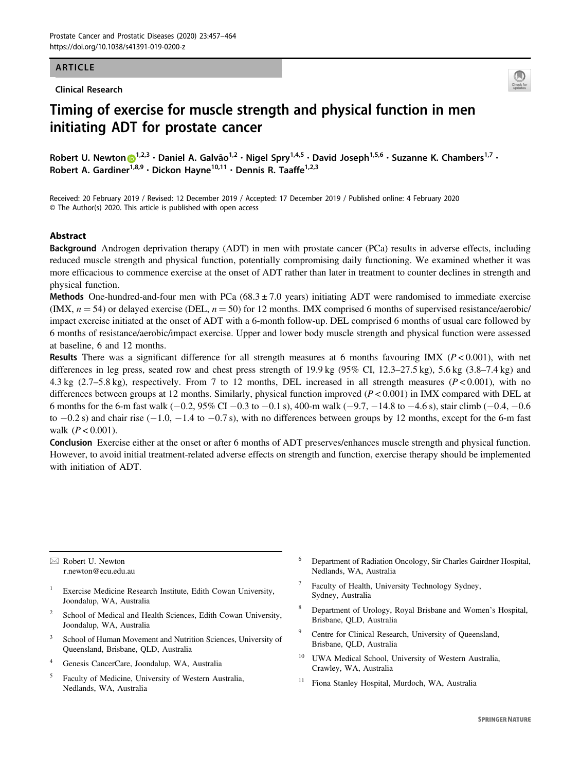ARTICLE

Clinical Research

# Timing of exercise for muscle strength and physical function in men initiating ADT for prostate cancer

Robert U. Newton[1,2,3] · Daniel A. Galvão[1,2] · Nigel Spry[1,4,5] · David Joseph[1,5,6] · Suzanne K. Chambers[1,7] · Robert A. Gardiner[1,8,9] · Dickon Hayne[10,11] · Dennis R. Taaffe[1,2,3]

Received: 20 February 2019 / Revised: 12 December 2019 / Accepted: 17 December 2019 / Published online: 4 February 2020
© The Author(s) 2020. This article is published with open access

## Abstract

**Background** Androgen deprivation therapy (ADT) in men with prostate cancer (PCa) results in adverse effects, including reduced muscle strength and physical function, potentially compromising daily functioning. We examined whether it was more efficacious to commence exercise at the onset of ADT rather than later in treatment to counter declines in strength and physical function.

**Methods** One-hundred-and-four men with PCa (68.3 ± 7.0 years) initiating ADT were randomised to immediate exercise (IMX, $n = 54$) or delayed exercise (DEL, $n = 50$) for 12 months. IMX comprised 6 months of supervised resistance/aerobic/impact exercise initiated at the onset of ADT with a 6-month follow-up. DEL comprised 6 months of usual care followed by 6 months of resistance/aerobic/impact exercise. Upper and lower body muscle strength and physical function were assessed at baseline, 6 and 12 months.

**Results** There was a significant difference for all strength measures at 6 months favouring IMX ($P < 0.001$), with net differences in leg press, seated row and chest press strength of 19.9 kg (95% CI, 12.3–27.5 kg), 5.6 kg (3.8–7.4 kg) and 4.3 kg (2.7–5.8 kg), respectively. From 7 to 12 months, DEL increased in all strength measures ($P < 0.001$), with no differences between groups at 12 months. Similarly, physical function improved ($P < 0.001$) in IMX compared with DEL at 6 months for the 6-m fast walk (−0.2, 95% CI −0.3 to −0.1 s), 400-m walk (−9.7, −14.8 to −4.6 s), stair climb (−0.4, −0.6 to −0.2 s) and chair rise (−1.0, −1.4 to −0.7 s), with no differences between groups by 12 months, except for the 6-m fast walk ($P < 0.001$).

**Conclusion** Exercise either at the onset or after 6 months of ADT preserves/enhances muscle strength and physical function. However, to avoid initial treatment-related adverse effects on strength and function, exercise therapy should be implemented with initiation of ADT.

---

✉ Robert U. Newton
r.newton@ecu.edu.au

1. Exercise Medicine Research Institute, Edith Cowan University, Joondalup, WA, Australia
2. School of Medical and Health Sciences, Edith Cowan University, Joondalup, WA, Australia
3. School of Human Movement and Nutrition Sciences, University of Queensland, Brisbane, QLD, Australia
4. Genesis CancerCare, Joondalup, WA, Australia
5. Faculty of Medicine, University of Western Australia, Nedlands, WA, Australia
6. Department of Radiation Oncology, Sir Charles Gairdner Hospital, Nedlands, WA, Australia
7. Faculty of Health, University Technology Sydney, Sydney, Australia
8. Department of Urology, Royal Brisbane and Women's Hospital, Brisbane, QLD, Australia
9. Centre for Clinical Research, University of Queensland, Brisbane, QLD, Australia
10. UWA Medical School, University of Western Australia, Crawley, WA, Australia
11. Fiona Stanley Hospital, Murdoch, WA, Australia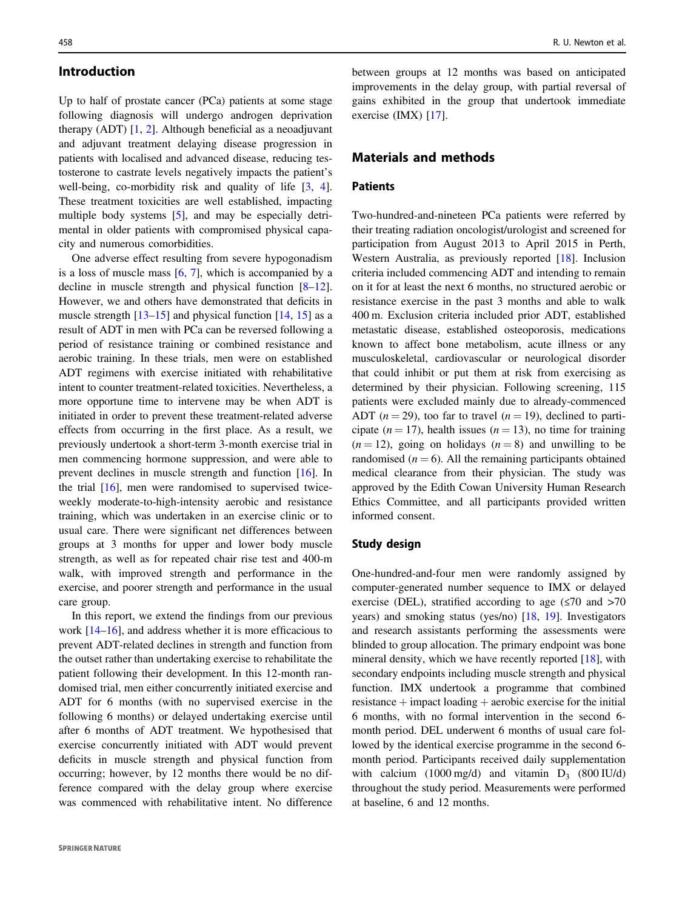## Introduction

Up to half of prostate cancer (PCa) patients at some stage following diagnosis will undergo androgen deprivation therapy (ADT) [1, 2]. Although beneficial as a neoadjuvant and adjuvant treatment delaying disease progression in patients with localised and advanced disease, reducing testosterone to castrate levels negatively impacts the patient's well-being, co-morbidity risk and quality of life [3, 4]. These treatment toxicities are well established, impacting multiple body systems [5], and may be especially detrimental in older patients with compromised physical capacity and numerous comorbidities.

One adverse effect resulting from severe hypogonadism is a loss of muscle mass [6, 7], which is accompanied by a decline in muscle strength and physical function [8–12]. However, we and others have demonstrated that deficits in muscle strength [13–15] and physical function [14, 15] as a result of ADT in men with PCa can be reversed following a period of resistance training or combined resistance and aerobic training. In these trials, men were on established ADT regimens with exercise initiated with rehabilitative intent to counter treatment-related toxicities. Nevertheless, a more opportune time to intervene may be when ADT is initiated in order to prevent these treatment-related adverse effects from occurring in the first place. As a result, we previously undertook a short-term 3-month exercise trial in men commencing hormone suppression, and were able to prevent declines in muscle strength and function [16]. In the trial [16], men were randomised to supervised twice-weekly moderate-to-high-intensity aerobic and resistance training, which was undertaken in an exercise clinic or to usual care. There were significant net differences between groups at 3 months for upper and lower body muscle strength, as well as for repeated chair rise test and 400-m walk, with improved strength and performance in the exercise, and poorer strength and performance in the usual care group.

In this report, we extend the findings from our previous work [14–16], and address whether it is more efficacious to prevent ADT-related declines in strength and function from the outset rather than undertaking exercise to rehabilitate the patient following their development. In this 12-month randomised trial, men either concurrently initiated exercise and ADT for 6 months (with no supervised exercise in the following 6 months) or delayed undertaking exercise until after 6 months of ADT treatment. We hypothesised that exercise concurrently initiated with ADT would prevent deficits in muscle strength and physical function from occurring; however, by 12 months there would be no difference compared with the delay group where exercise was commenced with rehabilitative intent. No difference between groups at 12 months was based on anticipated improvements in the delay group, with partial reversal of gains exhibited in the group that undertook immediate exercise (IMX) [17].

## Materials and methods

### Patients

Two-hundred-and-nineteen PCa patients were referred by their treating radiation oncologist/urologist and screened for participation from August 2013 to April 2015 in Perth, Western Australia, as previously reported [18]. Inclusion criteria included commencing ADT and intending to remain on it for at least the next 6 months, no structured aerobic or resistance exercise in the past 3 months and able to walk 400 m. Exclusion criteria included prior ADT, established metastatic disease, established osteoporosis, medications known to affect bone metabolism, acute illness or any musculoskeletal, cardiovascular or neurological disorder that could inhibit or put them at risk from exercising as determined by their physician. Following screening, 115 patients were excluded mainly due to already-commenced ADT ($n = 29$), too far to travel ($n = 19$), declined to participate ($n = 17$), health issues ($n = 13$), no time for training ($n = 12$), going on holidays ($n = 8$) and unwilling to be randomised ($n = 6$). All the remaining participants obtained medical clearance from their physician. The study was approved by the Edith Cowan University Human Research Ethics Committee, and all participants provided written informed consent.

### Study design

One-hundred-and-four men were randomly assigned by computer-generated number sequence to IMX or delayed exercise (DEL), stratified according to age (≤70 and >70 years) and smoking status (yes/no) [18, 19]. Investigators and research assistants performing the assessments were blinded to group allocation. The primary endpoint was bone mineral density, which we have recently reported [18], with secondary endpoints including muscle strength and physical function. IMX undertook a programme that combined resistance + impact loading + aerobic exercise for the initial 6 months, with no formal intervention in the second 6-month period. DEL underwent 6 months of usual care followed by the identical exercise programme in the second 6-month period. Participants received daily supplementation with calcium (1000 mg/d) and vitamin $D_3$ (800 IU/d) throughout the study period. Measurements were performed at baseline, 6 and 12 months.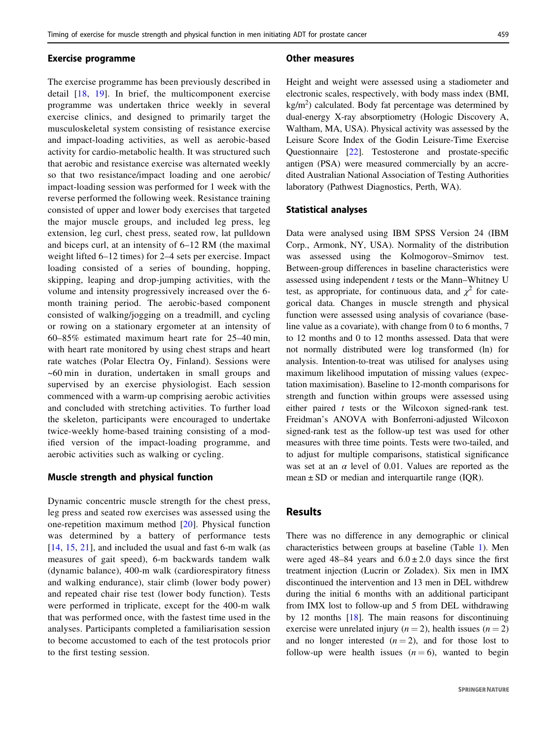### Exercise programme

The exercise programme has been previously described in detail [18, 19]. In brief, the multicomponent exercise programme was undertaken thrice weekly in several exercise clinics, and designed to primarily target the musculoskeletal system consisting of resistance exercise and impact-loading activities, as well as aerobic-based activity for cardio-metabolic health. It was structured such that aerobic and resistance exercise was alternated weekly so that two resistance/impact loading and one aerobic/impact-loading session was performed for 1 week with the reverse performed the following week. Resistance training consisted of upper and lower body exercises that targeted the major muscle groups, and included leg press, leg extension, leg curl, chest press, seated row, lat pulldown and biceps curl, at an intensity of 6–12 RM (the maximal weight lifted 6–12 times) for 2–4 sets per exercise. Impact loading consisted of a series of bounding, hopping, skipping, leaping and drop-jumping activities, with the volume and intensity progressively increased over the 6-month training period. The aerobic-based component consisted of walking/jogging on a treadmill, and cycling or rowing on a stationary ergometer at an intensity of 60–85% estimated maximum heart rate for 25–40 min, with heart rate monitored by using chest straps and heart rate watches (Polar Electra Oy, Finland). Sessions were ~60 min in duration, undertaken in small groups and supervised by an exercise physiologist. Each session commenced with a warm-up comprising aerobic activities and concluded with stretching activities. To further load the skeleton, participants were encouraged to undertake twice-weekly home-based training consisting of a modified version of the impact-loading programme, and aerobic activities such as walking or cycling.

### Muscle strength and physical function

Dynamic concentric muscle strength for the chest press, leg press and seated row exercises was assessed using the one-repetition maximum method [20]. Physical function was determined by a battery of performance tests [14, 15, 21], and included the usual and fast 6-m walk (as measures of gait speed), 6-m backwards tandem walk (dynamic balance), 400-m walk (cardiorespiratory fitness and walking endurance), stair climb (lower body power) and repeated chair rise test (lower body function). Tests were performed in triplicate, except for the 400-m walk that was performed once, with the fastest time used in the analyses. Participants completed a familiarisation session to become accustomed to each of the test protocols prior to the first testing session.

### Other measures

Height and weight were assessed using a stadiometer and electronic scales, respectively, with body mass index (BMI, kg/m$^2$) calculated. Body fat percentage was determined by dual-energy X-ray absorptiometry (Hologic Discovery A, Waltham, MA, USA). Physical activity was assessed by the Leisure Score Index of the Godin Leisure-Time Exercise Questionnaire [22]. Testosterone and prostate-specific antigen (PSA) were measured commercially by an accredited Australian National Association of Testing Authorities laboratory (Pathwest Diagnostics, Perth, WA).

### Statistical analyses

Data were analysed using IBM SPSS Version 24 (IBM Corp., Armonk, NY, USA). Normality of the distribution was assessed using the Kolmogorov–Smirnov test. Between-group differences in baseline characteristics were assessed using independent $t$ tests or the Mann–Whitney U test, as appropriate, for continuous data, and $\chi^2$ for categorical data. Changes in muscle strength and physical function were assessed using analysis of covariance (baseline value as a covariate), with change from 0 to 6 months, 7 to 12 months and 0 to 12 months assessed. Data that were not normally distributed were log transformed (ln) for analysis. Intention-to-treat was utilised for analyses using maximum likelihood imputation of missing values (expectation maximisation). Baseline to 12-month comparisons for strength and function within groups were assessed using either paired $t$ tests or the Wilcoxon signed-rank test. Freidman's ANOVA with Bonferroni-adjusted Wilcoxon signed-rank test as the follow-up test was used for other measures with three time points. Tests were two-tailed, and to adjust for multiple comparisons, statistical significance was set at an $\alpha$ level of 0.01. Values are reported as the mean ± SD or median and interquartile range (IQR).

## Results

There was no difference in any demographic or clinical characteristics between groups at baseline (Table 1). Men were aged 48–84 years and 6.0 ± 2.0 days since the first treatment injection (Lucrin or Zoladex). Six men in IMX discontinued the intervention and 13 men in DEL withdrew during the initial 6 months with an additional participant from IMX lost to follow-up and 5 from DEL withdrawing by 12 months [18]. The main reasons for discontinuing exercise were unrelated injury ($n = 2$), health issues ($n = 2$) and no longer interested ($n = 2$), and for those lost to follow-up were health issues ($n = 6$), wanted to begin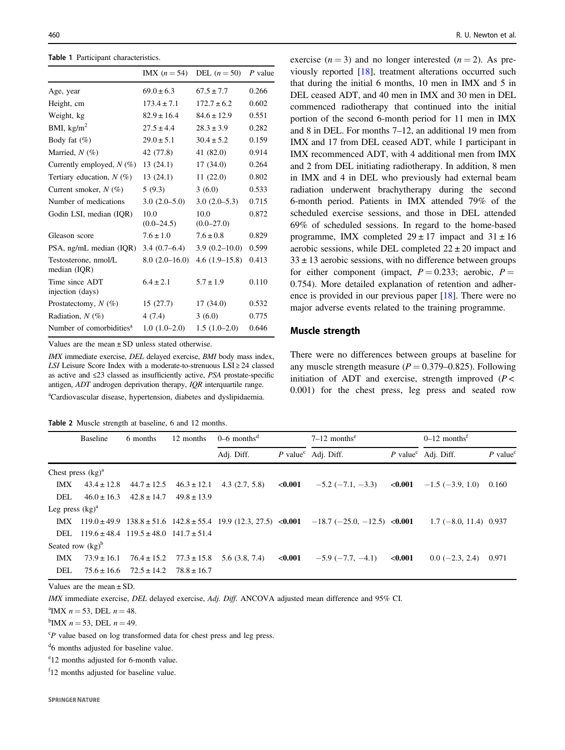**Table 1** Participant characteristics.

| | IMX ($n = 54$) | DEL ($n = 50$) | $P$ value |
|---|---|---|---|
| Age, year | 69.0 ± 6.3 | 67.5 ± 7.7 | 0.266 |
| Height, cm | 173.4 ± 7.1 | 172.7 ± 6.2 | 0.602 |
| Weight, kg | 82.9 ± 16.4 | 84.6 ± 12.9 | 0.551 |
| BMI, kg/m$^2$ | 27.5 ± 4.4 | 28.3 ± 3.9 | 0.282 |
| Body fat (%) | 29.0 ± 5.1 | 30.4 ± 5.2 | 0.159 |
| Married, $N$ (%) | 42 (77.8) | 41 (82.0) | 0.914 |
| Currently employed, $N$ (%) | 13 (24.1) | 17 (34.0) | 0.264 |
| Tertiary education, $N$ (%) | 13 (24.1) | 11 (22.0) | 0.802 |
| Current smoker, $N$ (%) | 5 (9.3) | 3 (6.0) | 0.533 |
| Number of medications | 3.0 (2.0–5.0) | 3.0 (2.0–5.3) | 0.715 |
| Godin LSI, median (IQR) | 10.0 (0.0–24.5) | 10.0 (0.0–27.0) | 0.872 |
| Gleason score | 7.6 ± 1.0 | 7.6 ± 0.8 | 0.829 |
| PSA, ng/mL median (IQR) | 3.4 (0.7–6.4) | 3.9 (0.2–10.0) | 0.599 |
| Testosterone, nmol/L median (IQR) | 8.0 (2.0–16.0) | 4.6 (1.9–15.8) | 0.413 |
| Time since ADT injection (days) | 6.4 ± 2.1 | 5.7 ± 1.9 | 0.110 |
| Prostatectomy, $N$ (%) | 15 (27.7) | 17 (34.0) | 0.532 |
| Radiation, $N$ (%) | 4 (7.4) | 3 (6.0) | 0.775 |
| Number of comorbidities[a] | 1.0 (1.0–2.0) | 1.5 (1.0–2.0) | 0.646 |

Values are the mean ± SD unless stated otherwise.

*IMX* immediate exercise, *DEL* delayed exercise, *BMI* body mass index, *LSI* Leisure Score Index with a moderate-to-strenuous LSI ≥ 24 classed as active and ≤23 classed as insufficiently active, *PSA* prostate-specific antigen, *ADT* androgen deprivation therapy, *IQR* interquartile range.

[a]Cardiovascular disease, hypertension, diabetes and dyslipidaemia.

exercise ($n = 3$) and no longer interested ($n = 2$). As previously reported [18], treatment alterations occurred such that during the initial 6 months, 10 men in IMX and 5 in DEL ceased ADT, and 40 men in IMX and 30 men in DEL commenced radiotherapy that continued into the initial portion of the second 6-month period for 11 men in IMX and 8 in DEL. For months 7–12, an additional 19 men from IMX and 17 from DEL ceased ADT, while 1 participant in IMX recommenced ADT, with 4 additional men from IMX and 2 from DEL initiating radiotherapy. In addition, 8 men in IMX and 4 in DEL who previously had external beam radiation underwent brachytherapy during the second 6-month period. Patients in IMX attended 79% of the scheduled exercise sessions, and those in DEL attended 69% of scheduled sessions. In regard to the home-based programme, IMX completed 29 ± 17 impact and 31 ± 16 aerobic sessions, while DEL completed 22 ± 20 impact and 33 ± 13 aerobic sessions, with no difference between groups for either component (impact, $P = 0.233$; aerobic, $P = 0.754$). More detailed explanation of retention and adherence is provided in our previous paper [18]. There were no major adverse events related to the training programme.

## Muscle strength

There were no differences between groups at baseline for any muscle strength measure ($P = 0.379$–$0.825$). Following initiation of ADT and exercise, strength improved ($P < 0.001$) for the chest press, leg press and seated row

**Table 2** Muscle strength at baseline, 6 and 12 months.

| | Baseline | 6 months | 12 months | 0–6 months[d] | | 7–12 months[e] | | 0–12 months[f] | |
|---|---|---|---|---|---|---|---|---|---|
| | | | | Adj. Diff. | $P$ value[c] | Adj. Diff. | $P$ value[c] | Adj. Diff. | $P$ value[c] |
| Chest press (kg)[a] | | | | | | | | | |
| IMX | 43.4 ± 12.8 | 44.7 ± 12.5 | 46.3 ± 12.1 | 4.3 (2.7, 5.8) | **<0.001** | −5.2 (−7.1, −3.3) | **<0.001** | −1.5 (−3.9, 1.0) | 0.160 |
| DEL | 46.0 ± 16.3 | 42.8 ± 14.7 | 49.8 ± 13.9 | | | | | | |
| Leg press (kg)[a] | | | | | | | | | |
| IMX | 119.0 ± 49.9 | 138.8 ± 51.6 | 142.8 ± 55.4 | 19.9 (12.3, 27.5) | **<0.001** | −18.7 (−25.0, −12.5) | **<0.001** | 1.7 (−8.0, 11.4) | 0.937 |
| DEL | 119.6 ± 48.4 | 119.5 ± 48.0 | 141.7 ± 51.4 | | | | | | |
| Seated row (kg)[b] | | | | | | | | | |
| IMX | 73.9 ± 16.1 | 76.4 ± 15.2 | 77.3 ± 15.8 | 5.6 (3.8, 7.4) | **<0.001** | −5.9 (−7.7, −4.1) | **<0.001** | 0.0 (−2.3, 2.4) | 0.971 |
| DEL | 75.6 ± 16.6 | 72.5 ± 14.2 | 78.8 ± 16.7 | | | | | | |

Values are the mean ± SD.

*IMX* immediate exercise, *DEL* delayed exercise, *Adj. Diff.* ANCOVA adjusted mean difference and 95% CI.

[a]IMX $n = 53$, DEL $n = 48$.

[b]IMX $n = 53$, DEL $n = 49$.

[c]$P$ value based on log transformed data for chest press and leg press.

[d]6 months adjusted for baseline value.

[e]12 months adjusted for 6-month value.

[f]12 months adjusted for baseline value.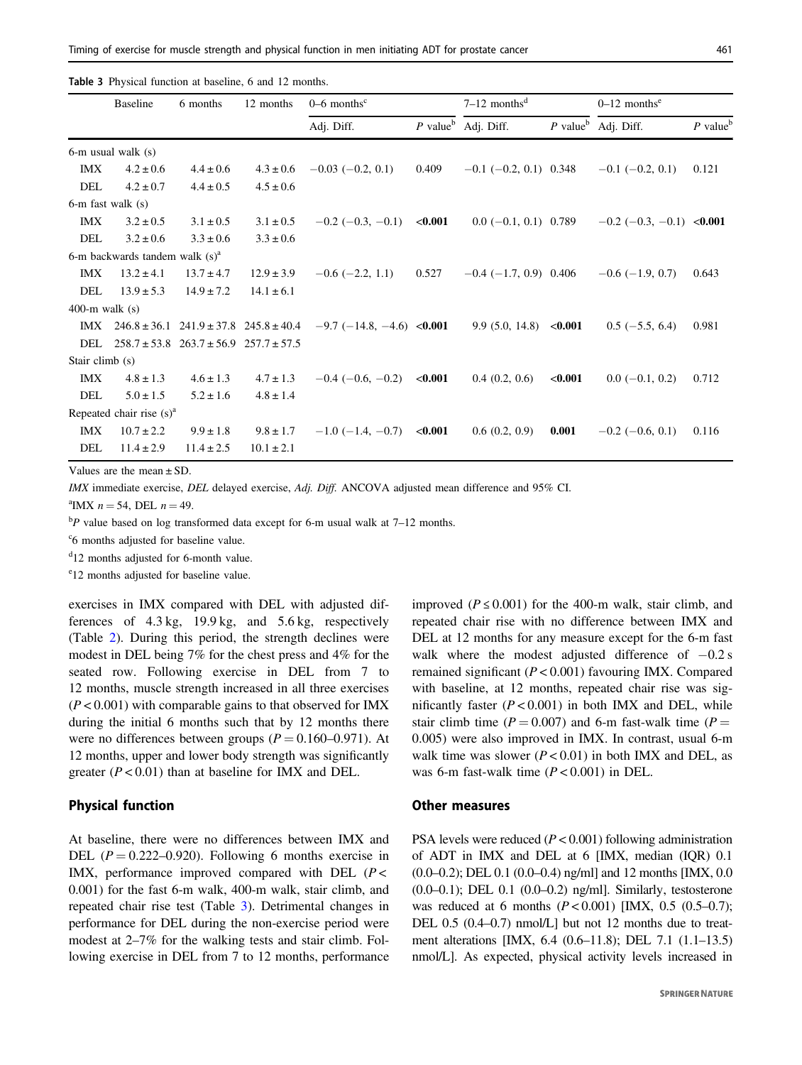**Table 3** Physical function at baseline, 6 and 12 months.

| | Baseline | 6 months | 12 months | 0–6 months[c] | | 7–12 months[d] | | 0–12 months[e] | |
|---|---|---|---|---|---|---|---|---|---|
| | | | | Adj. Diff. | *P* value[b] | Adj. Diff. | *P* value[b] | Adj. Diff. | *P* value[b] |
| 6-m usual walk (s) | | | | | | | | | |
| IMX | 4.2 ± 0.6 | 4.4 ± 0.6 | 4.3 ± 0.6 | −0.03 (−0.2, 0.1) | 0.409 | −0.1 (−0.2, 0.1) | 0.348 | −0.1 (−0.2, 0.1) | 0.121 |
| DEL | 4.2 ± 0.7 | 4.4 ± 0.5 | 4.5 ± 0.6 | | | | | | |
| 6-m fast walk (s) | | | | | | | | | |
| IMX | 3.2 ± 0.5 | 3.1 ± 0.5 | 3.1 ± 0.5 | −0.2 (−0.3, −0.1) | **<0.001** | 0.0 (−0.1, 0.1) | 0.789 | −0.2 (−0.3, −0.1) | **<0.001** |
| DEL | 3.2 ± 0.6 | 3.3 ± 0.6 | 3.3 ± 0.6 | | | | | | |
| 6-m backwards tandem walk (s)[a] | | | | | | | | | |
| IMX | 13.2 ± 4.1 | 13.7 ± 4.7 | 12.9 ± 3.9 | −0.6 (−2.2, 1.1) | 0.527 | −0.4 (−1.7, 0.9) | 0.406 | −0.6 (−1.9, 0.7) | 0.643 |
| DEL | 13.9 ± 5.3 | 14.9 ± 7.2 | 14.1 ± 6.1 | | | | | | |
| 400-m walk (s) | | | | | | | | | |
| IMX | 246.8 ± 36.1 | 241.9 ± 37.8 | 245.8 ± 40.4 | −9.7 (−14.8, −4.6) | **<0.001** | 9.9 (5.0, 14.8) | **<0.001** | 0.5 (−5.5, 6.4) | 0.981 |
| DEL | 258.7 ± 53.8 | 263.7 ± 56.9 | 257.7 ± 57.5 | | | | | | |
| Stair climb (s) | | | | | | | | | |
| IMX | 4.8 ± 1.3 | 4.6 ± 1.3 | 4.7 ± 1.3 | −0.4 (−0.6, −0.2) | **<0.001** | 0.4 (0.2, 0.6) | **<0.001** | 0.0 (−0.1, 0.2) | 0.712 |
| DEL | 5.0 ± 1.5 | 5.2 ± 1.6 | 4.8 ± 1.4 | | | | | | |
| Repeated chair rise (s)[a] | | | | | | | | | |
| IMX | 10.7 ± 2.2 | 9.9 ± 1.8 | 9.8 ± 1.7 | −1.0 (−1.4, −0.7) | **<0.001** | 0.6 (0.2, 0.9) | **0.001** | −0.2 (−0.6, 0.1) | 0.116 |
| DEL | 11.4 ± 2.9 | 11.4 ± 2.5 | 10.1 ± 2.1 | | | | | | |

Values are the mean ± SD.

*IMX* immediate exercise, *DEL* delayed exercise, *Adj. Diff.* ANCOVA adjusted mean difference and 95% CI.

[a]IMX *n* = 54, DEL *n* = 49.

[b]*P* value based on log transformed data except for 6-m usual walk at 7–12 months.

[c]6 months adjusted for baseline value.

[d]12 months adjusted for 6-month value.

[e]12 months adjusted for baseline value.

exercises in IMX compared with DEL with adjusted differences of 4.3 kg, 19.9 kg, and 5.6 kg, respectively (Table 2). During this period, the strength declines were modest in DEL being 7% for the chest press and 4% for the seated row. Following exercise in DEL from 7 to 12 months, muscle strength increased in all three exercises ($P < 0.001$) with comparable gains to that observed for IMX during the initial 6 months such that by 12 months there were no differences between groups ($P = 0.160$–$0.971$). At 12 months, upper and lower body strength was significantly greater ($P < 0.01$) than at baseline for IMX and DEL.

## Physical function

At baseline, there were no differences between IMX and DEL ($P = 0.222$–$0.920$). Following 6 months exercise in IMX, performance improved compared with DEL ($P < 0.001$) for the fast 6-m walk, 400-m walk, stair climb, and repeated chair rise test (Table 3). Detrimental changes in performance for DEL during the non-exercise period were modest at 2–7% for the walking tests and stair climb. Following exercise in DEL from 7 to 12 months, performance improved ($P \leq 0.001$) for the 400-m walk, stair climb, and repeated chair rise with no difference between IMX and DEL at 12 months for any measure except for the 6-m fast walk where the modest adjusted difference of −0.2 s remained significant ($P < 0.001$) favouring IMX. Compared with baseline, at 12 months, repeated chair rise was significantly faster ($P < 0.001$) in both IMX and DEL, while stair climb time ($P = 0.007$) and 6-m fast-walk time ($P = 0.005$) were also improved in IMX. In contrast, usual 6-m walk time was slower ($P < 0.01$) in both IMX and DEL, as was 6-m fast-walk time ($P < 0.001$) in DEL.

## Other measures

PSA levels were reduced ($P < 0.001$) following administration of ADT in IMX and DEL at 6 [IMX, median (IQR) 0.1 (0.0–0.2); DEL 0.1 (0.0–0.4) ng/ml] and 12 months [IMX, 0.0 (0.0–0.1); DEL 0.1 (0.0–0.2) ng/ml]. Similarly, testosterone was reduced at 6 months ($P < 0.001$) [IMX, 0.5 (0.5–0.7); DEL 0.5 (0.4–0.7) nmol/L] but not 12 months due to treatment alterations [IMX, 6.4 (0.6–11.8); DEL 7.1 (1.1–13.5) nmol/L]. As expected, physical activity levels increased in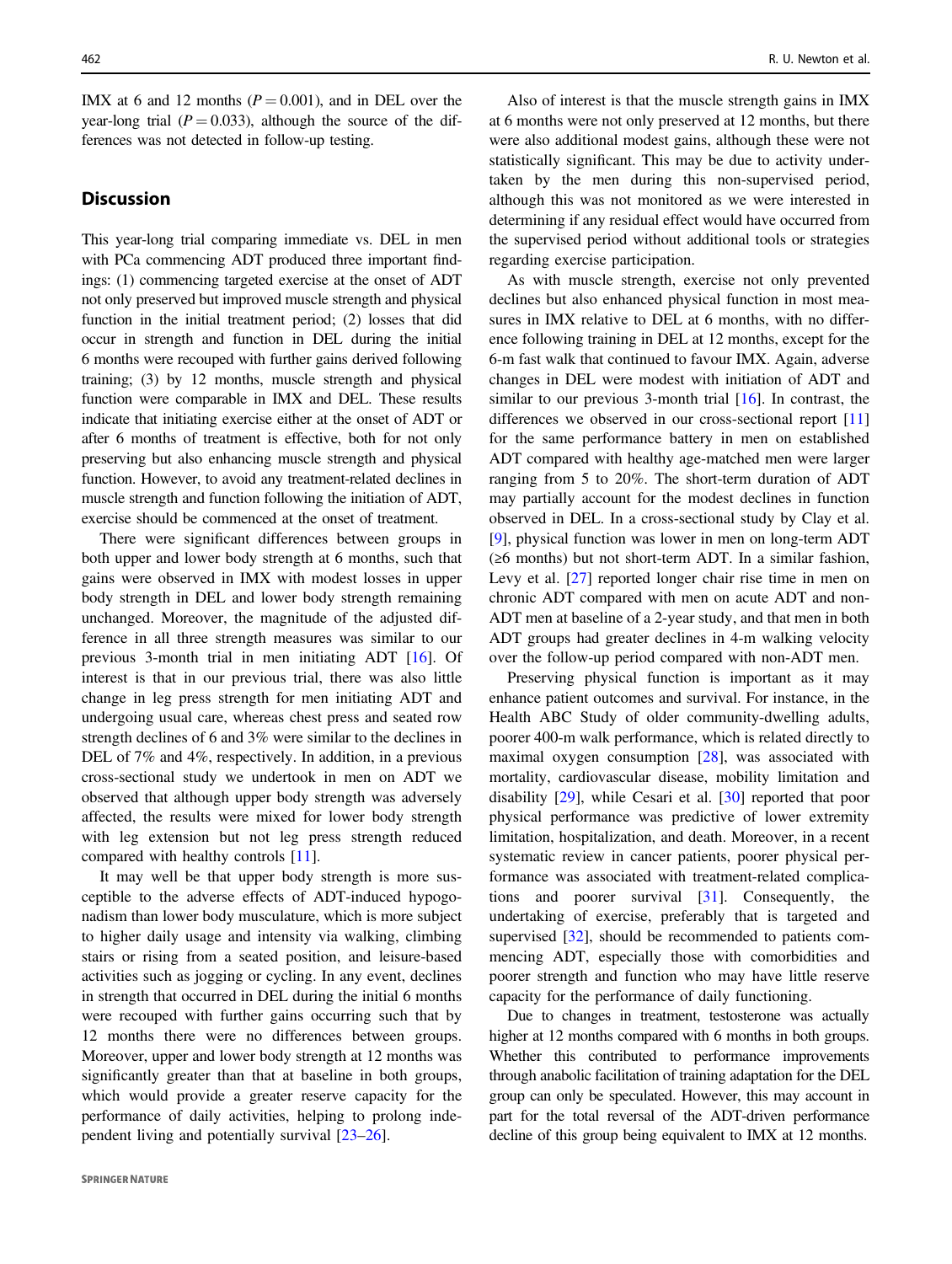IMX at 6 and 12 months ($P = 0.001$), and in DEL over the year-long trial ($P = 0.033$), although the source of the differences was not detected in follow-up testing.

## Discussion

This year-long trial comparing immediate vs. DEL in men with PCa commencing ADT produced three important findings: (1) commencing targeted exercise at the onset of ADT not only preserved but improved muscle strength and physical function in the initial treatment period; (2) losses that did occur in strength and function in DEL during the initial 6 months were recouped with further gains derived following training; (3) by 12 months, muscle strength and physical function were comparable in IMX and DEL. These results indicate that initiating exercise either at the onset of ADT or after 6 months of treatment is effective, both for not only preserving but also enhancing muscle strength and physical function. However, to avoid any treatment-related declines in muscle strength and function following the initiation of ADT, exercise should be commenced at the onset of treatment.

There were significant differences between groups in both upper and lower body strength at 6 months, such that gains were observed in IMX with modest losses in upper body strength in DEL and lower body strength remaining unchanged. Moreover, the magnitude of the adjusted difference in all three strength measures was similar to our previous 3-month trial in men initiating ADT [16]. Of interest is that in our previous trial, there was also little change in leg press strength for men initiating ADT and undergoing usual care, whereas chest press and seated row strength declines of 6 and 3% were similar to the declines in DEL of 7% and 4%, respectively. In addition, in a previous cross-sectional study we undertook in men on ADT we observed that although upper body strength was adversely affected, the results were mixed for lower body strength with leg extension but not leg press strength reduced compared with healthy controls [11].

It may well be that upper body strength is more susceptible to the adverse effects of ADT-induced hypogonadism than lower body musculature, which is more subject to higher daily usage and intensity via walking, climbing stairs or rising from a seated position, and leisure-based activities such as jogging or cycling. In any event, declines in strength that occurred in DEL during the initial 6 months were recouped with further gains occurring such that by 12 months there were no differences between groups. Moreover, upper and lower body strength at 12 months was significantly greater than that at baseline in both groups, which would provide a greater reserve capacity for the performance of daily activities, helping to prolong independent living and potentially survival [23–26].

Also of interest is that the muscle strength gains in IMX at 6 months were not only preserved at 12 months, but there were also additional modest gains, although these were not statistically significant. This may be due to activity undertaken by the men during this non-supervised period, although this was not monitored as we were interested in determining if any residual effect would have occurred from the supervised period without additional tools or strategies regarding exercise participation.

As with muscle strength, exercise not only prevented declines but also enhanced physical function in most measures in IMX relative to DEL at 6 months, with no difference following training in DEL at 12 months, except for the 6-m fast walk that continued to favour IMX. Again, adverse changes in DEL were modest with initiation of ADT and similar to our previous 3-month trial [16]. In contrast, the differences we observed in our cross-sectional report [11] for the same performance battery in men on established ADT compared with healthy age-matched men were larger ranging from 5 to 20%. The short-term duration of ADT may partially account for the modest declines in function observed in DEL. In a cross-sectional study by Clay et al. [9], physical function was lower in men on long-term ADT (≥6 months) but not short-term ADT. In a similar fashion, Levy et al. [27] reported longer chair rise time in men on chronic ADT compared with men on acute ADT and non-ADT men at baseline of a 2-year study, and that men in both ADT groups had greater declines in 4-m walking velocity over the follow-up period compared with non-ADT men.

Preserving physical function is important as it may enhance patient outcomes and survival. For instance, in the Health ABC Study of older community-dwelling adults, poorer 400-m walk performance, which is related directly to maximal oxygen consumption [28], was associated with mortality, cardiovascular disease, mobility limitation and disability [29], while Cesari et al. [30] reported that poor physical performance was predictive of lower extremity limitation, hospitalization, and death. Moreover, in a recent systematic review in cancer patients, poorer physical performance was associated with treatment-related complications and poorer survival [31]. Consequently, the undertaking of exercise, preferably that is targeted and supervised [32], should be recommended to patients commencing ADT, especially those with comorbidities and poorer strength and function who may have little reserve capacity for the performance of daily functioning.

Due to changes in treatment, testosterone was actually higher at 12 months compared with 6 months in both groups. Whether this contributed to performance improvements through anabolic facilitation of training adaptation for the DEL group can only be speculated. However, this may account in part for the total reversal of the ADT-driven performance decline of this group being equivalent to IMX at 12 months.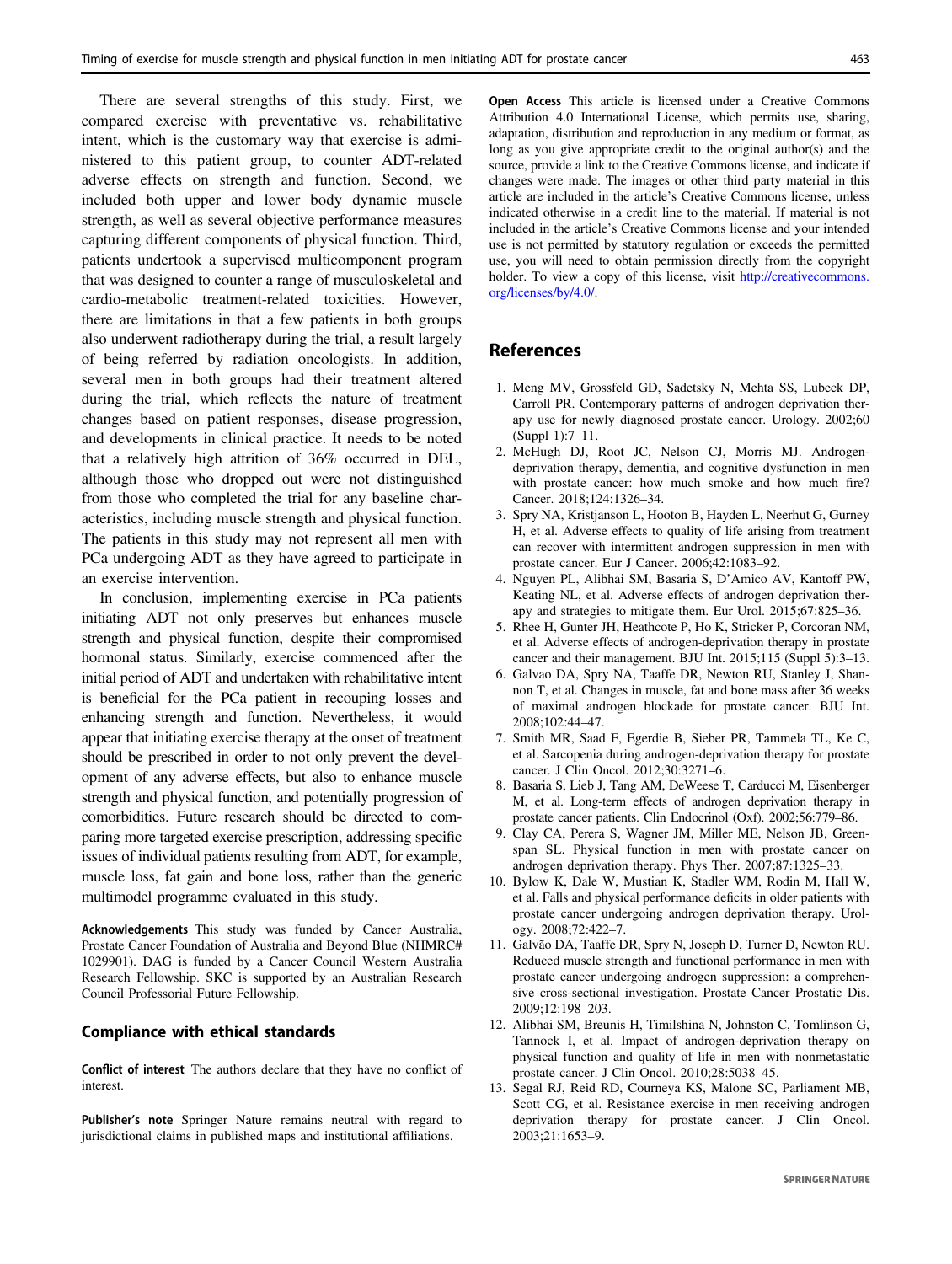There are several strengths of this study. First, we compared exercise with preventative vs. rehabilitative intent, which is the customary way that exercise is administered to this patient group, to counter ADT-related adverse effects on strength and function. Second, we included both upper and lower body dynamic muscle strength, as well as several objective performance measures capturing different components of physical function. Third, patients undertook a supervised multicomponent program that was designed to counter a range of musculoskeletal and cardio-metabolic treatment-related toxicities. However, there are limitations in that a few patients in both groups also underwent radiotherapy during the trial, a result largely of being referred by radiation oncologists. In addition, several men in both groups had their treatment altered during the trial, which reflects the nature of treatment changes based on patient responses, disease progression, and developments in clinical practice. It needs to be noted that a relatively high attrition of 36% occurred in DEL, although those who dropped out were not distinguished from those who completed the trial for any baseline characteristics, including muscle strength and physical function. The patients in this study may not represent all men with PCa undergoing ADT as they have agreed to participate in an exercise intervention.

In conclusion, implementing exercise in PCa patients initiating ADT not only preserves but enhances muscle strength and physical function, despite their compromised hormonal status. Similarly, exercise commenced after the initial period of ADT and undertaken with rehabilitative intent is beneficial for the PCa patient in recouping losses and enhancing strength and function. Nevertheless, it would appear that initiating exercise therapy at the onset of treatment should be prescribed in order to not only prevent the development of any adverse effects, but also to enhance muscle strength and physical function, and potentially progression of comorbidities. Future research should be directed to comparing more targeted exercise prescription, addressing specific issues of individual patients resulting from ADT, for example, muscle loss, fat gain and bone loss, rather than the generic multimodel programme evaluated in this study.

**Acknowledgements** This study was funded by Cancer Australia, Prostate Cancer Foundation of Australia and Beyond Blue (NHMRC# 1029901). DAG is funded by a Cancer Council Western Australia Research Fellowship. SKC is supported by an Australian Research Council Professorial Future Fellowship.

## Compliance with ethical standards

**Conflict of interest** The authors declare that they have no conflict of interest.

**Publisher's note** Springer Nature remains neutral with regard to jurisdictional claims in published maps and institutional affiliations.

**Open Access** This article is licensed under a Creative Commons Attribution 4.0 International License, which permits use, sharing, adaptation, distribution and reproduction in any medium or format, as long as you give appropriate credit to the original author(s) and the source, provide a link to the Creative Commons license, and indicate if changes were made. The images or other third party material in this article are included in the article's Creative Commons license, unless indicated otherwise in a credit line to the material. If material is not included in the article's Creative Commons license and your intended use is not permitted by statutory regulation or exceeds the permitted use, you will need to obtain permission directly from the copyright holder. To view a copy of this license, visit http://creativecommons.org/licenses/by/4.0/.

## References

1. Meng MV, Grossfeld GD, Sadetsky N, Mehta SS, Lubeck DP, Carroll PR. Contemporary patterns of androgen deprivation therapy use for newly diagnosed prostate cancer. Urology. 2002;60 (Suppl 1):7–11.
2. McHugh DJ, Root JC, Nelson CJ, Morris MJ. Androgen-deprivation therapy, dementia, and cognitive dysfunction in men with prostate cancer: how much smoke and how much fire? Cancer. 2018;124:1326–34.
3. Spry NA, Kristjanson L, Hooton B, Hayden L, Neerhut G, Gurney H, et al. Adverse effects to quality of life arising from treatment can recover with intermittent androgen suppression in men with prostate cancer. Eur J Cancer. 2006;42:1083–92.
4. Nguyen PL, Alibhai SM, Basaria S, D'Amico AV, Kantoff PW, Keating NL, et al. Adverse effects of androgen deprivation therapy and strategies to mitigate them. Eur Urol. 2015;67:825–36.
5. Rhee H, Gunter JH, Heathcote P, Ho K, Stricker P, Corcoran NM, et al. Adverse effects of androgen-deprivation therapy in prostate cancer and their management. BJU Int. 2015;115 (Suppl 5):3–13.
6. Galvao DA, Spry NA, Taaffe DR, Newton RU, Stanley J, Shannon T, et al. Changes in muscle, fat and bone mass after 36 weeks of maximal androgen blockade for prostate cancer. BJU Int. 2008;102:44–47.
7. Smith MR, Saad F, Egerdie B, Sieber PR, Tammela TL, Ke C, et al. Sarcopenia during androgen-deprivation therapy for prostate cancer. J Clin Oncol. 2012;30:3271–6.
8. Basaria S, Lieb J, Tang AM, DeWeese T, Carducci M, Eisenberger M, et al. Long-term effects of androgen deprivation therapy in prostate cancer patients. Clin Endocrinol (Oxf). 2002;56:779–86.
9. Clay CA, Perera S, Wagner JM, Miller ME, Nelson JB, Greenspan SL. Physical function in men with prostate cancer on androgen deprivation therapy. Phys Ther. 2007;87:1325–33.
10. Bylow K, Dale W, Mustian K, Stadler WM, Rodin M, Hall W, et al. Falls and physical performance deficits in older patients with prostate cancer undergoing androgen deprivation therapy. Urology. 2008;72:422–7.
11. Galvão DA, Taaffe DR, Spry N, Joseph D, Turner D, Newton RU. Reduced muscle strength and functional performance in men with prostate cancer undergoing androgen suppression: a comprehensive cross-sectional investigation. Prostate Cancer Prostatic Dis. 2009;12:198–203.
12. Alibhai SM, Breunis H, Timilshina N, Johnston C, Tomlinson G, Tannock I, et al. Impact of androgen-deprivation therapy on physical function and quality of life in men with nonmetastatic prostate cancer. J Clin Oncol. 2010;28:5038–45.
13. Segal RJ, Reid RD, Courneya KS, Malone SC, Parliament MB, Scott CG, et al. Resistance exercise in men receiving androgen deprivation therapy for prostate cancer. J Clin Oncol. 2003;21:1653–9.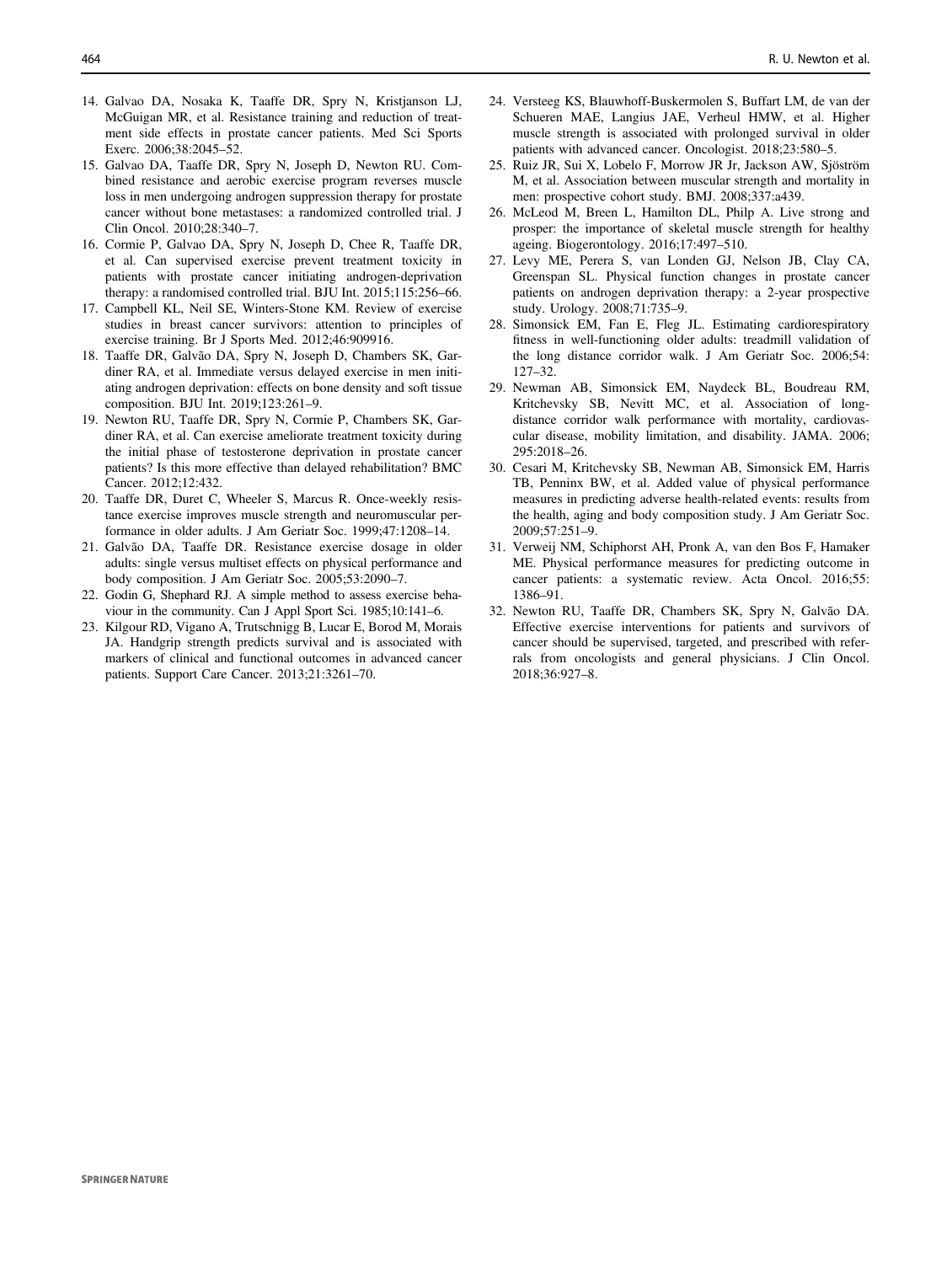14. Galvao DA, Nosaka K, Taaffe DR, Spry N, Kristjanson LJ, McGuigan MR, et al. Resistance training and reduction of treatment side effects in prostate cancer patients. Med Sci Sports Exerc. 2006;38:2045–52.
15. Galvao DA, Taaffe DR, Spry N, Joseph D, Newton RU. Combined resistance and aerobic exercise program reverses muscle loss in men undergoing androgen suppression therapy for prostate cancer without bone metastases: a randomized controlled trial. J Clin Oncol. 2010;28:340–7.
16. Cormie P, Galvao DA, Spry N, Joseph D, Chee R, Taaffe DR, et al. Can supervised exercise prevent treatment toxicity in patients with prostate cancer initiating androgen-deprivation therapy: a randomised controlled trial. BJU Int. 2015;115:256–66.
17. Campbell KL, Neil SE, Winters-Stone KM. Review of exercise studies in breast cancer survivors: attention to principles of exercise training. Br J Sports Med. 2012;46:909916.
18. Taaffe DR, Galvão DA, Spry N, Joseph D, Chambers SK, Gardiner RA, et al. Immediate versus delayed exercise in men initiating androgen deprivation: effects on bone density and soft tissue composition. BJU Int. 2019;123:261–9.
19. Newton RU, Taaffe DR, Spry N, Cormie P, Chambers SK, Gardiner RA, et al. Can exercise ameliorate treatment toxicity during the initial phase of testosterone deprivation in prostate cancer patients? Is this more effective than delayed rehabilitation? BMC Cancer. 2012;12:432.
20. Taaffe DR, Duret C, Wheeler S, Marcus R. Once-weekly resistance exercise improves muscle strength and neuromuscular performance in older adults. J Am Geriatr Soc. 1999;47:1208–14.
21. Galvão DA, Taaffe DR. Resistance exercise dosage in older adults: single versus multiset effects on physical performance and body composition. J Am Geriatr Soc. 2005;53:2090–7.
22. Godin G, Shephard RJ. A simple method to assess exercise behaviour in the community. Can J Appl Sport Sci. 1985;10:141–6.
23. Kilgour RD, Vigano A, Trutschnigg B, Lucar E, Borod M, Morais JA. Handgrip strength predicts survival and is associated with markers of clinical and functional outcomes in advanced cancer patients. Support Care Cancer. 2013;21:3261–70.
24. Versteeg KS, Blauwhoff-Buskermolen S, Buffart LM, de van der Schueren MAE, Langius JAE, Verheul HMW, et al. Higher muscle strength is associated with prolonged survival in older patients with advanced cancer. Oncologist. 2018;23:580–5.
25. Ruiz JR, Sui X, Lobelo F, Morrow JR Jr, Jackson AW, Sjöström M, et al. Association between muscular strength and mortality in men: prospective cohort study. BMJ. 2008;337:a439.
26. McLeod M, Breen L, Hamilton DL, Philp A. Live strong and prosper: the importance of skeletal muscle strength for healthy ageing. Biogerontology. 2016;17:497–510.
27. Levy ME, Perera S, van Londen GJ, Nelson JB, Clay CA, Greenspan SL. Physical function changes in prostate cancer patients on androgen deprivation therapy: a 2-year prospective study. Urology. 2008;71:735–9.
28. Simonsick EM, Fan E, Fleg JL. Estimating cardiorespiratory fitness in well-functioning older adults: treadmill validation of the long distance corridor walk. J Am Geriatr Soc. 2006;54: 127–32.
29. Newman AB, Simonsick EM, Naydeck BL, Boudreau RM, Kritchevsky SB, Nevitt MC, et al. Association of long-distance corridor walk performance with mortality, cardiovascular disease, mobility limitation, and disability. JAMA. 2006; 295:2018–26.
30. Cesari M, Kritchevsky SB, Newman AB, Simonsick EM, Harris TB, Penninx BW, et al. Added value of physical performance measures in predicting adverse health-related events: results from the health, aging and body composition study. J Am Geriatr Soc. 2009;57:251–9.
31. Verweij NM, Schiphorst AH, Pronk A, van den Bos F, Hamaker ME. Physical performance measures for predicting outcome in cancer patients: a systematic review. Acta Oncol. 2016;55: 1386–91.
32. Newton RU, Taaffe DR, Chambers SK, Spry N, Galvão DA. Effective exercise interventions for patients and survivors of cancer should be supervised, targeted, and prescribed with referrals from oncologists and general physicians. J Clin Oncol. 2018;36:927–8.